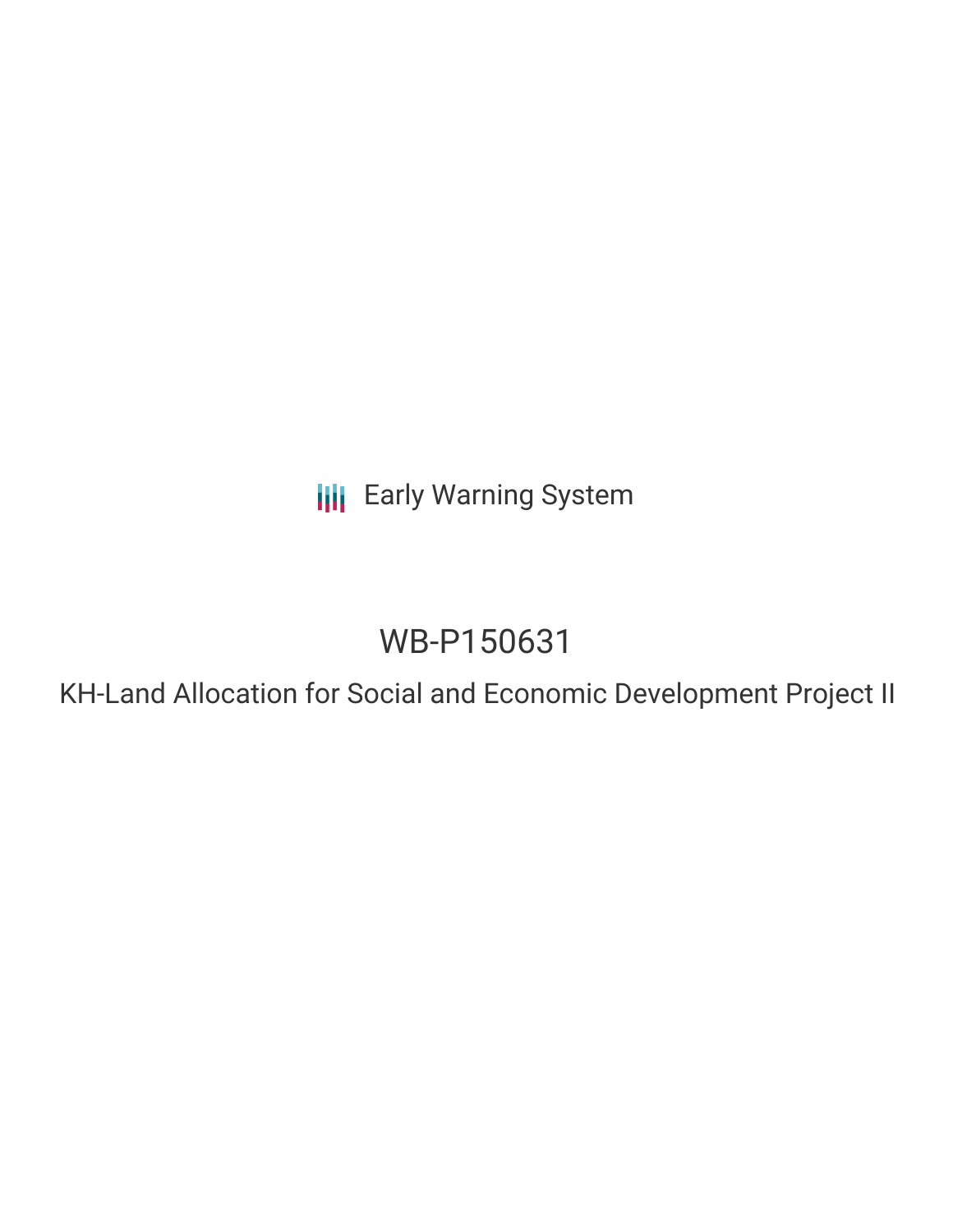Early Warning System

# WB-P150631

## KH-Land Allocation for Social and Economic Development Project II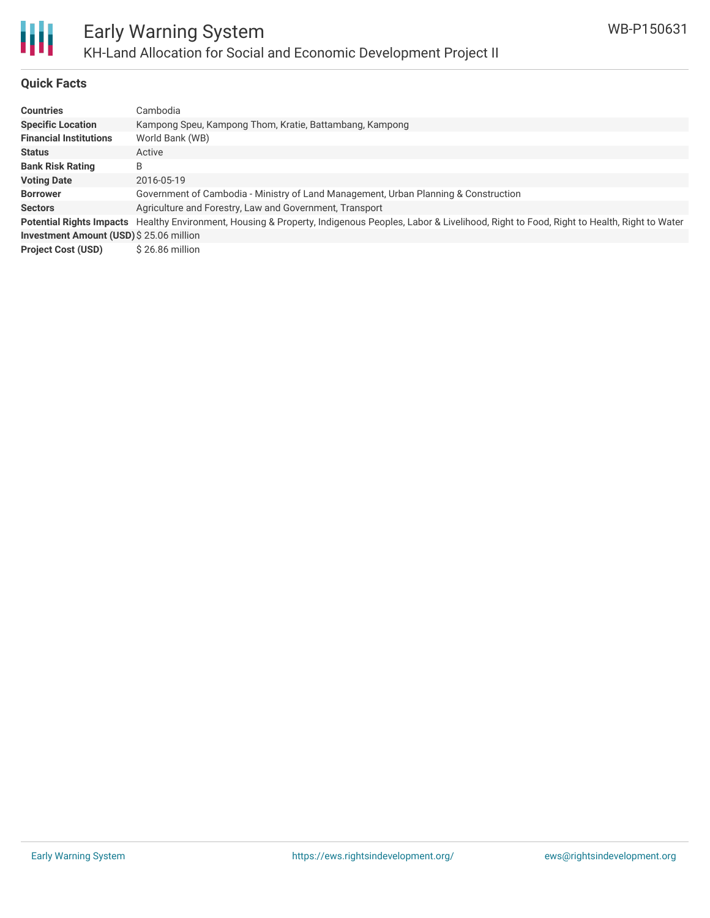# Early Warning System

## KH-Land Allocation for Social and Economic Development Project II

WB-P150631

### Quick Facts

| | |
|---|---|
| **Countries** | Cambodia |
| **Specific Location** | Kampong Speu, Kampong Thom, Kratie, Battambang, Kampong |
| **Financial Institutions** | World Bank (WB) |
| **Status** | Active |
| **Bank Risk Rating** | B |
| **Voting Date** | 2016-05-19 |
| **Borrower** | Government of Cambodia - Ministry of Land Management, Urban Planning & Construction |
| **Sectors** | Agriculture and Forestry, Law and Government, Transport |
| **Potential Rights Impacts** | Healthy Environment, Housing & Property, Indigenous Peoples, Labor & Livelihood, Right to Food, Right to Health, Right to Water |
| **Investment Amount (USD)** | $ 25.06 million |
| **Project Cost (USD)** | $ 26.86 million |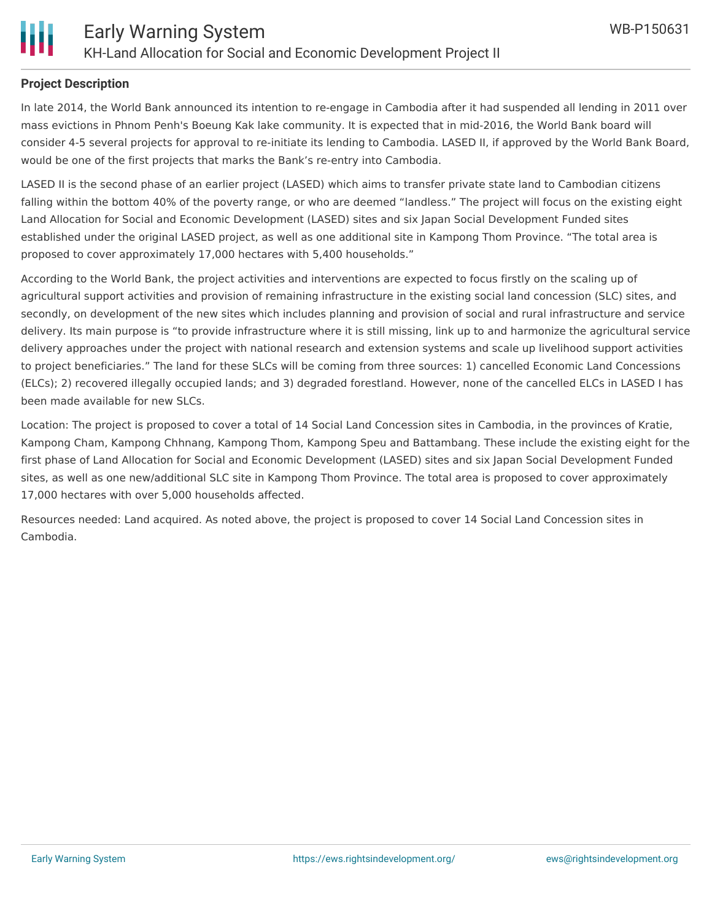**Project Description**

In late 2014, the World Bank announced its intention to re-engage in Cambodia after it had suspended all lending in 2011 over mass evictions in Phnom Penh's Boeung Kak lake community. It is expected that in mid-2016, the World Bank board will consider 4-5 several projects for approval to re-initiate its lending to Cambodia. LASED II, if approved by the World Bank Board, would be one of the first projects that marks the Bank's re-entry into Cambodia.

LASED II is the second phase of an earlier project (LASED) which aims to transfer private state land to Cambodian citizens falling within the bottom 40% of the poverty range, or who are deemed "landless." The project will focus on the existing eight Land Allocation for Social and Economic Development (LASED) sites and six Japan Social Development Funded sites established under the original LASED project, as well as one additional site in Kampong Thom Province. "The total area is proposed to cover approximately 17,000 hectares with 5,400 households."

According to the World Bank, the project activities and interventions are expected to focus firstly on the scaling up of agricultural support activities and provision of remaining infrastructure in the existing social land concession (SLC) sites, and secondly, on development of the new sites which includes planning and provision of social and rural infrastructure and service delivery. Its main purpose is "to provide infrastructure where it is still missing, link up to and harmonize the agricultural service delivery approaches under the project with national research and extension systems and scale up livelihood support activities to project beneficiaries." The land for these SLCs will be coming from three sources: 1) cancelled Economic Land Concessions (ELCs); 2) recovered illegally occupied lands; and 3) degraded forestland. However, none of the cancelled ELCs in LASED I has been made available for new SLCs.

Location: The project is proposed to cover a total of 14 Social Land Concession sites in Cambodia, in the provinces of Kratie, Kampong Cham, Kampong Chhnang, Kampong Thom, Kampong Speu and Battambang. These include the existing eight for the first phase of Land Allocation for Social and Economic Development (LASED) sites and six Japan Social Development Funded sites, as well as one new/additional SLC site in Kampong Thom Province. The total area is proposed to cover approximately 17,000 hectares with over 5,000 households affected.

Resources needed: Land acquired. As noted above, the project is proposed to cover 14 Social Land Concession sites in Cambodia.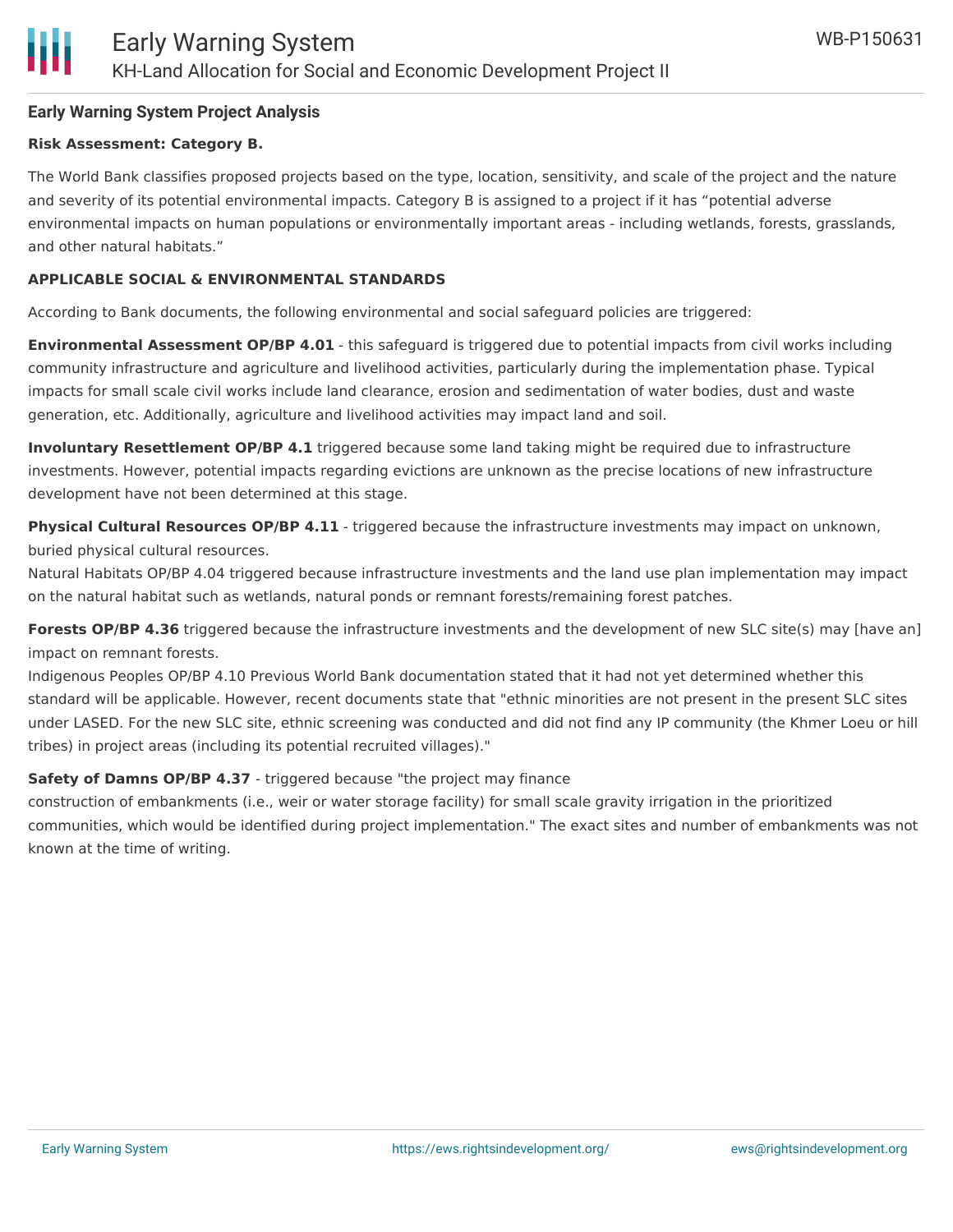### Early Warning System Project Analysis

**Risk Assessment: Category B.**

The World Bank classifies proposed projects based on the type, location, sensitivity, and scale of the project and the nature and severity of its potential environmental impacts. Category B is assigned to a project if it has "potential adverse environmental impacts on human populations or environmentally important areas - including wetlands, forests, grasslands, and other natural habitats."

**APPLICABLE SOCIAL & ENVIRONMENTAL STANDARDS**

According to Bank documents, the following environmental and social safeguard policies are triggered:

**Environmental Assessment OP/BP 4.01** - this safeguard is triggered due to potential impacts from civil works including community infrastructure and agriculture and livelihood activities, particularly during the implementation phase. Typical impacts for small scale civil works include land clearance, erosion and sedimentation of water bodies, dust and waste generation, etc. Additionally, agriculture and livelihood activities may impact land and soil.

**Involuntary Resettlement OP/BP 4.1** triggered because some land taking might be required due to infrastructure investments. However, potential impacts regarding evictions are unknown as the precise locations of new infrastructure development have not been determined at this stage.

**Physical Cultural Resources OP/BP 4.11** - triggered because the infrastructure investments may impact on unknown, buried physical cultural resources.
Natural Habitats OP/BP 4.04 triggered because infrastructure investments and the land use plan implementation may impact on the natural habitat such as wetlands, natural ponds or remnant forests/remaining forest patches.

**Forests OP/BP 4.36** triggered because the infrastructure investments and the development of new SLC site(s) may [have an] impact on remnant forests.
Indigenous Peoples OP/BP 4.10 Previous World Bank documentation stated that it had not yet determined whether this standard will be applicable. However, recent documents state that "ethnic minorities are not present in the present SLC sites under LASED. For the new SLC site, ethnic screening was conducted and did not find any IP community (the Khmer Loeu or hill tribes) in project areas (including its potential recruited villages)."

**Safety of Damns OP/BP 4.37** - triggered because "the project may finance construction of embankments (i.e., weir or water storage facility) for small scale gravity irrigation in the prioritized communities, which would be identified during project implementation." The exact sites and number of embankments was not known at the time of writing.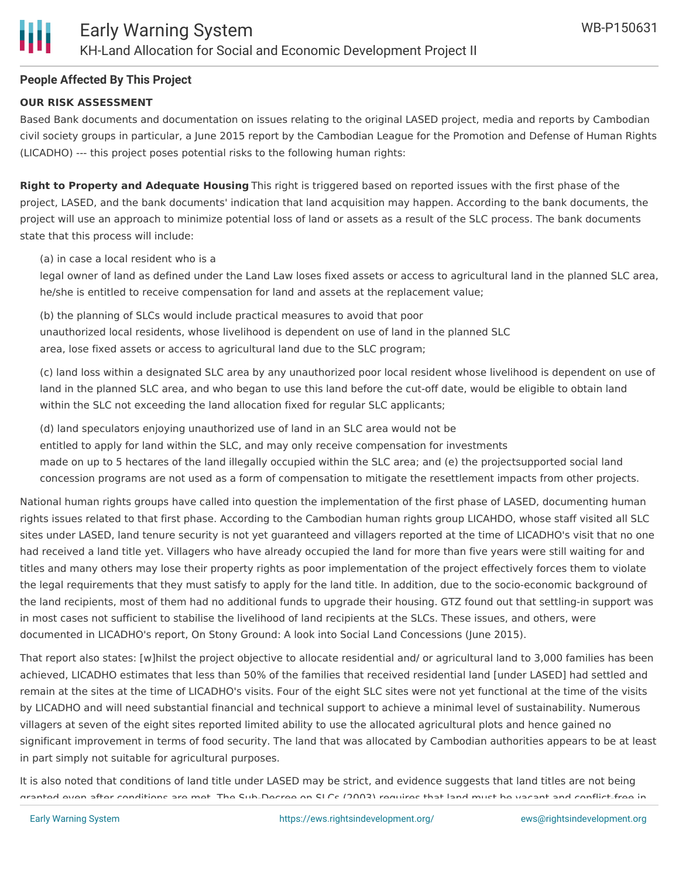## People Affected By This Project

### OUR RISK ASSESSMENT

Based Bank documents and documentation on issues relating to the original LASED project, media and reports by Cambodian civil society groups in particular, a June 2015 report by the Cambodian League for the Promotion and Defense of Human Rights (LICADHO) --- this project poses potential risks to the following human rights:

**Right to Property and Adequate Housing** This right is triggered based on reported issues with the first phase of the project, LASED, and the bank documents' indication that land acquisition may happen. According to the bank documents, the project will use an approach to minimize potential loss of land or assets as a result of the SLC process. The bank documents state that this process will include:

> (a) in case a local resident who is a legal owner of land as defined under the Land Law loses fixed assets or access to agricultural land in the planned SLC area, he/she is entitled to receive compensation for land and assets at the replacement value;
>
> (b) the planning of SLCs would include practical measures to avoid that poor unauthorized local residents, whose livelihood is dependent on use of land in the planned SLC area, lose fixed assets or access to agricultural land due to the SLC program;
>
> (c) land loss within a designated SLC area by any unauthorized poor local resident whose livelihood is dependent on use of land in the planned SLC area, and who began to use this land before the cut-off date, would be eligible to obtain land within the SLC not exceeding the land allocation fixed for regular SLC applicants;
>
> (d) land speculators enjoying unauthorized use of land in an SLC area would not be entitled to apply for land within the SLC, and may only receive compensation for investments made on up to 5 hectares of the land illegally occupied within the SLC area; and (e) the projectsupported social land concession programs are not used as a form of compensation to mitigate the resettlement impacts from other projects.

National human rights groups have called into question the implementation of the first phase of LASED, documenting human rights issues related to that first phase. According to the Cambodian human rights group LICAHDO, whose staff visited all SLC sites under LASED, land tenure security is not yet guaranteed and villagers reported at the time of LICADHO's visit that no one had received a land title yet. Villagers who have already occupied the land for more than five years were still waiting for and titles and many others may lose their property rights as poor implementation of the project effectively forces them to violate the legal requirements that they must satisfy to apply for the land title. In addition, due to the socio-economic background of the land recipients, most of them had no additional funds to upgrade their housing. GTZ found out that settling-in support was in most cases not sufficient to stabilise the livelihood of land recipients at the SLCs. These issues, and others, were documented in LICADHO's report, On Stony Ground: A look into Social Land Concessions (June 2015).

That report also states: [w]hilst the project objective to allocate residential and/ or agricultural land to 3,000 families has been achieved, LICADHO estimates that less than 50% of the families that received residential land [under LASED] had settled and remain at the sites at the time of LICADHO's visits. Four of the eight SLC sites were not yet functional at the time of the visits by LICADHO and will need substantial financial and technical support to achieve a minimal level of sustainability. Numerous villagers at seven of the eight sites reported limited ability to use the allocated agricultural plots and hence gained no significant improvement in terms of food security. The land that was allocated by Cambodian authorities appears to be at least in part simply not suitable for agricultural purposes.

It is also noted that conditions of land title under LASED may be strict, and evidence suggests that land titles are not being granted even after conditions are met. The Sub-Decree on SLCs (2003) requires that land must be vacant and conflict-free in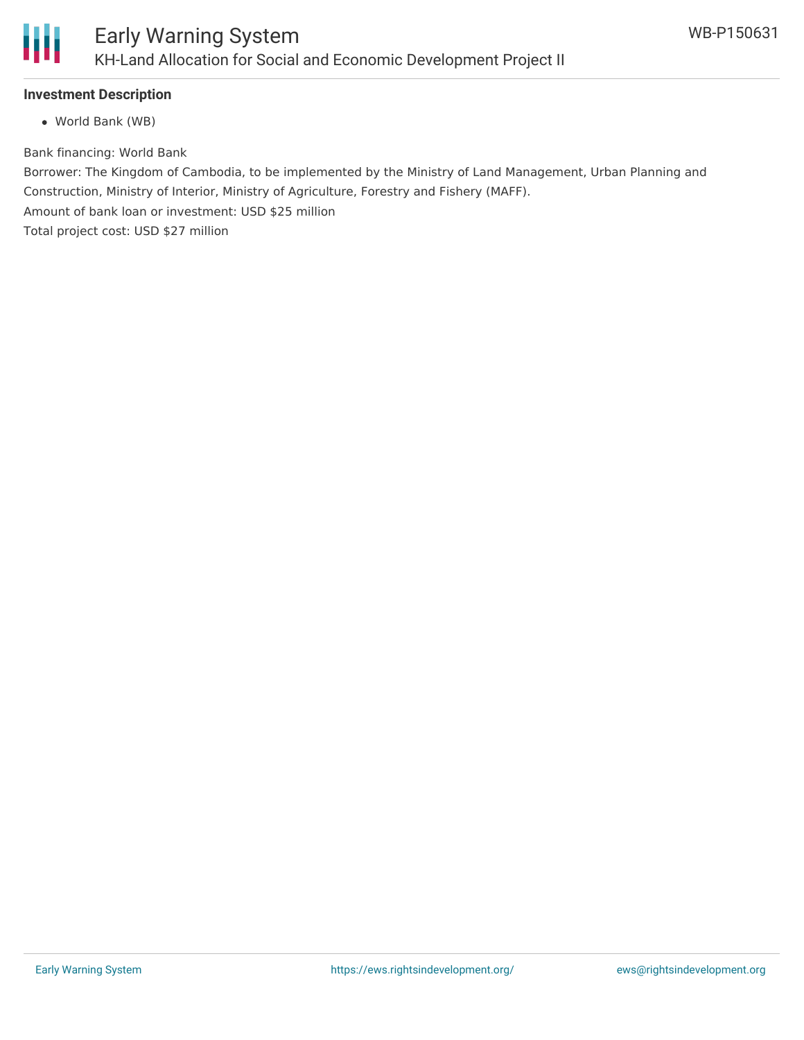**Investment Description**

- World Bank (WB)

Bank financing: World Bank
Borrower: The Kingdom of Cambodia, to be implemented by the Ministry of Land Management, Urban Planning and Construction, Ministry of Interior, Ministry of Agriculture, Forestry and Fishery (MAFF).
Amount of bank loan or investment: USD $25 million
Total project cost: USD $27 million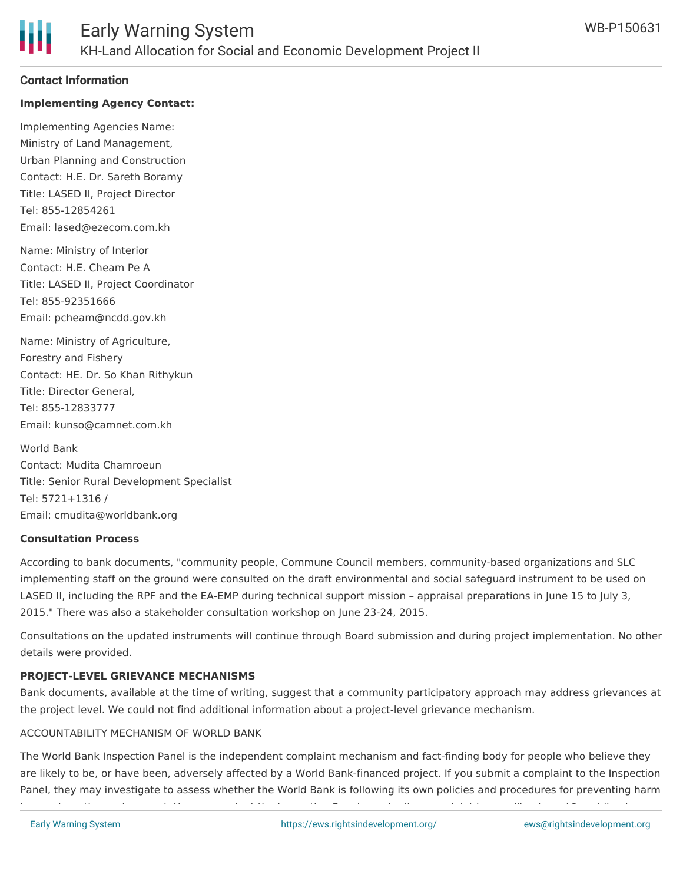## Contact Information

**Implementing Agency Contact:**

Implementing Agencies Name:
Ministry of Land Management,
Urban Planning and Construction
Contact: H.E. Dr. Sareth Boramy
Title: LASED II, Project Director
Tel: 855-12854261
Email: lased@ezecom.com.kh

Name: Ministry of Interior
Contact: H.E. Cheam Pe A
Title: LASED II, Project Coordinator
Tel: 855-92351666
Email: pcheam@ncdd.gov.kh

Name: Ministry of Agriculture,
Forestry and Fishery
Contact: HE. Dr. So Khan Rithykun
Title: Director General,
Tel: 855-12833777
Email: kunso@camnet.com.kh

World Bank
Contact: Mudita Chamroeun
Title: Senior Rural Development Specialist
Tel: 5721+1316 /
Email: cmudita@worldbank.org

**Consultation Process**

According to bank documents, "community people, Commune Council members, community-based organizations and SLC implementing staff on the ground were consulted on the draft environmental and social safeguard instrument to be used on LASED II, including the RPF and the EA-EMP during technical support mission – appraisal preparations in June 15 to July 3, 2015." There was also a stakeholder consultation workshop on June 23-24, 2015.

Consultations on the updated instruments will continue through Board submission and during project implementation. No other details were provided.

**PROJECT-LEVEL GRIEVANCE MECHANISMS**

Bank documents, available at the time of writing, suggest that a community participatory approach may address grievances at the project level. We could not find additional information about a project-level grievance mechanism.

ACCOUNTABILITY MECHANISM OF WORLD BANK

The World Bank Inspection Panel is the independent complaint mechanism and fact-finding body for people who believe they are likely to be, or have been, adversely affected by a World Bank-financed project. If you submit a complaint to the Inspection Panel, they may investigate to assess whether the World Bank is following its own policies and procedures for preventing harm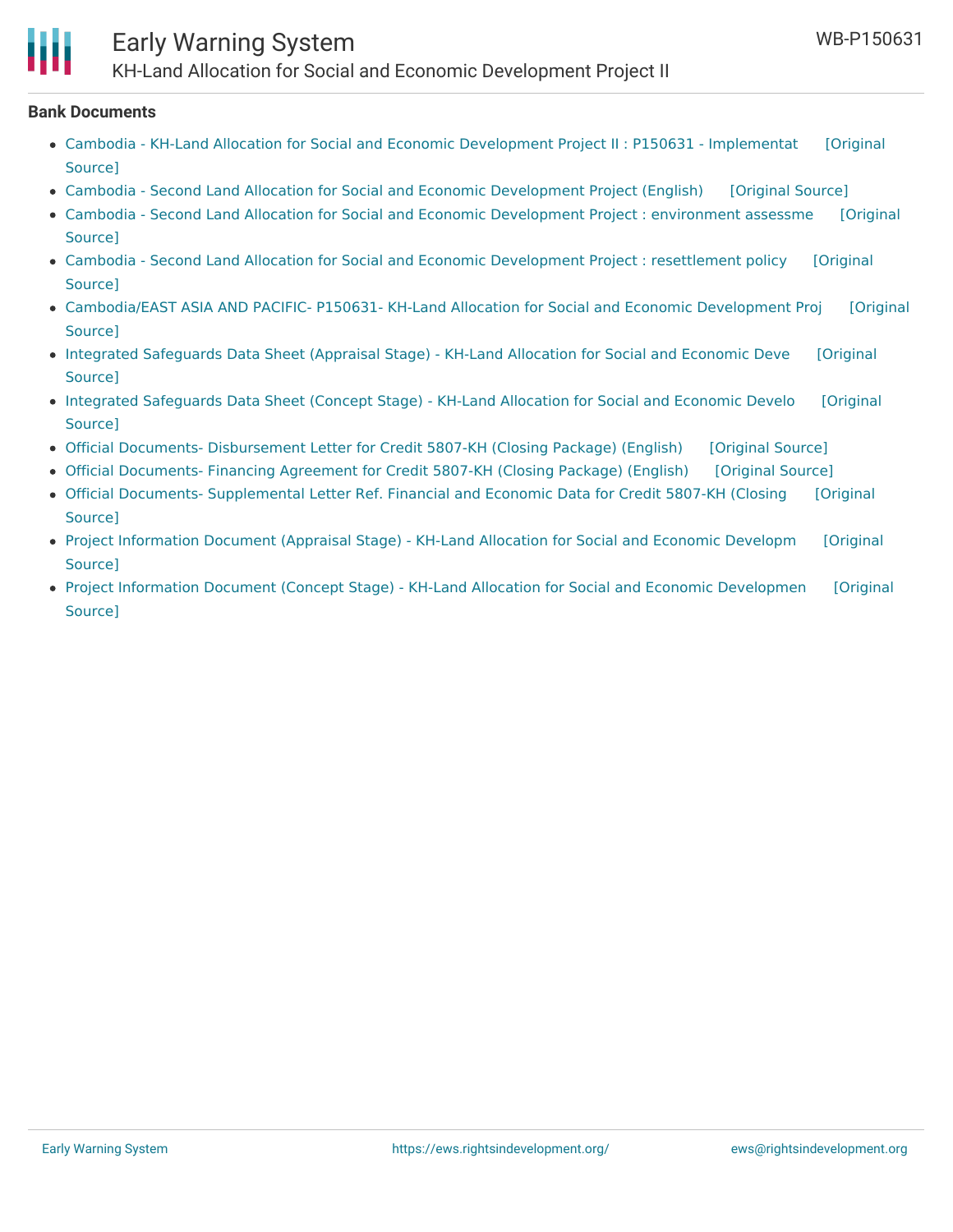**Bank Documents**

- Cambodia - KH-Land Allocation for Social and Economic Development Project II : P150631 - Implementat [Original Source]
- Cambodia - Second Land Allocation for Social and Economic Development Project (English) [Original Source]
- Cambodia - Second Land Allocation for Social and Economic Development Project : environment assessme [Original Source]
- Cambodia - Second Land Allocation for Social and Economic Development Project : resettlement policy [Original Source]
- Cambodia/EAST ASIA AND PACIFIC- P150631- KH-Land Allocation for Social and Economic Development Proj [Original Source]
- Integrated Safeguards Data Sheet (Appraisal Stage) - KH-Land Allocation for Social and Economic Deve [Original Source]
- Integrated Safeguards Data Sheet (Concept Stage) - KH-Land Allocation for Social and Economic Develo [Original Source]
- Official Documents- Disbursement Letter for Credit 5807-KH (Closing Package) (English) [Original Source]
- Official Documents- Financing Agreement for Credit 5807-KH (Closing Package) (English) [Original Source]
- Official Documents- Supplemental Letter Ref. Financial and Economic Data for Credit 5807-KH (Closing [Original Source]
- Project Information Document (Appraisal Stage) - KH-Land Allocation for Social and Economic Developm [Original Source]
- Project Information Document (Concept Stage) - KH-Land Allocation for Social and Economic Developmen [Original Source]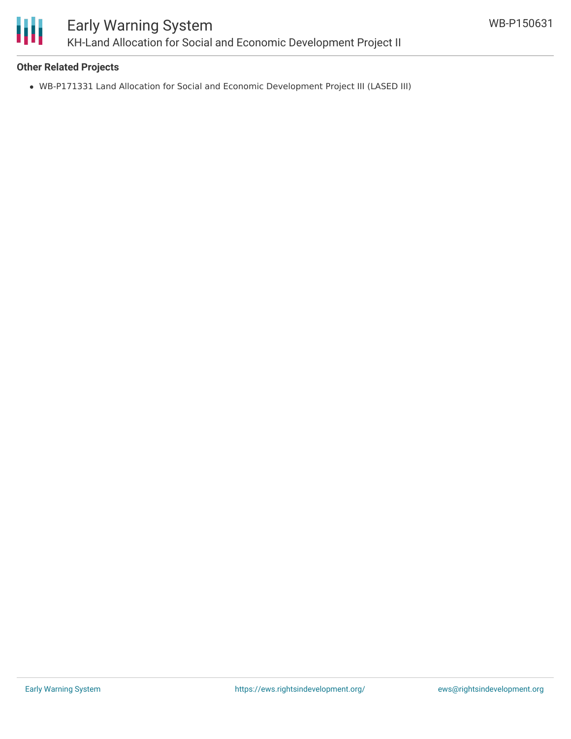**Other Related Projects**

- WB-P171331 Land Allocation for Social and Economic Development Project III (LASED III)